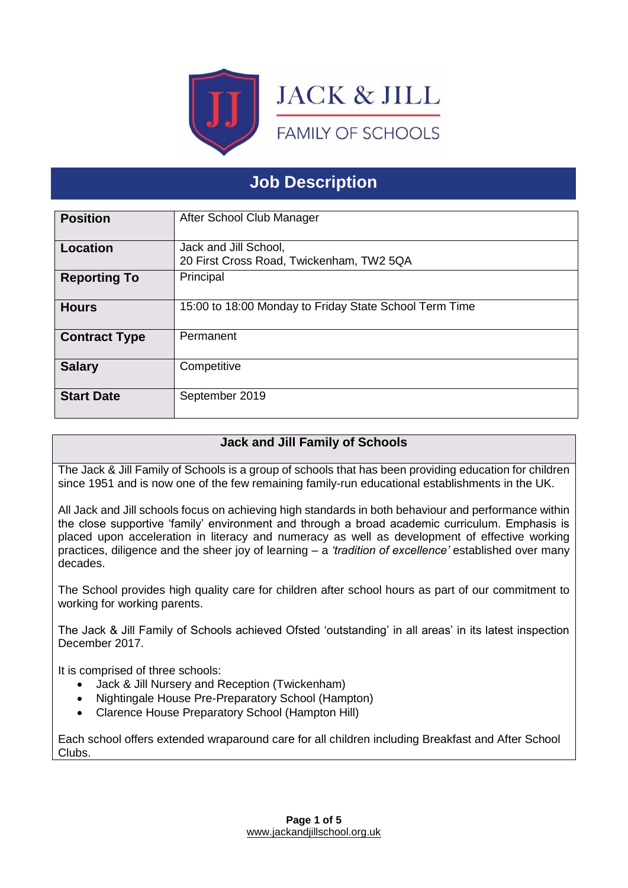JACK & JILL

FAMILY OF SCHOOLS

# Job Description

| | |
|---|---|
| **Position** | After School Club Manager |
| **Location** | Jack and Jill School, 20 First Cross Road, Twickenham, TW2 5QA |
| **Reporting To** | Principal |
| **Hours** | 15:00 to 18:00 Monday to Friday State School Term Time |
| **Contract Type** | Permanent |
| **Salary** | Competitive |
| **Start Date** | September 2019 |

## Jack and Jill Family of Schools

The Jack & Jill Family of Schools is a group of schools that has been providing education for children since 1951 and is now one of the few remaining family-run educational establishments in the UK.

All Jack and Jill schools focus on achieving high standards in both behaviour and performance within the close supportive 'family' environment and through a broad academic curriculum. Emphasis is placed upon acceleration in literacy and numeracy as well as development of effective working practices, diligence and the sheer joy of learning – a *'tradition of excellence'* established over many decades.

The School provides high quality care for children after school hours as part of our commitment to working for working parents.

The Jack & Jill Family of Schools achieved Ofsted 'outstanding' in all areas' in its latest inspection December 2017.

It is comprised of three schools:

- Jack & Jill Nursery and Reception (Twickenham)
- Nightingale House Pre-Preparatory School (Hampton)
- Clarence House Preparatory School (Hampton Hill)

Each school offers extended wraparound care for all children including Breakfast and After School Clubs.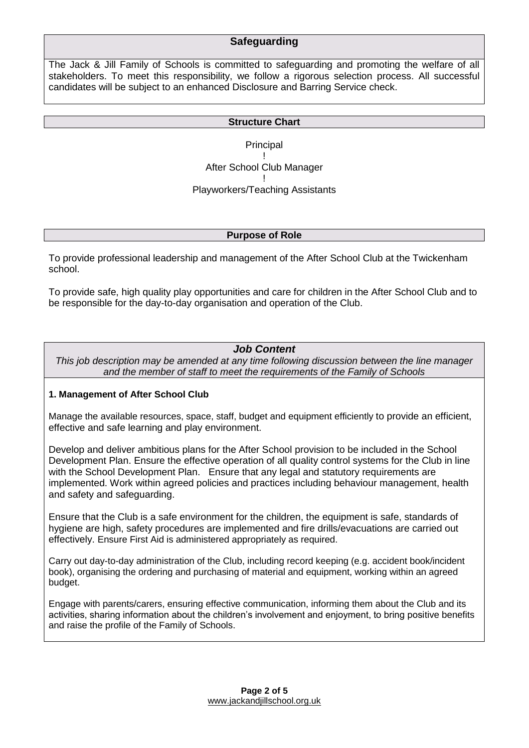## Safeguarding

The Jack & Jill Family of Schools is committed to safeguarding and promoting the welfare of all stakeholders. To meet this responsibility, we follow a rigorous selection process. All successful candidates will be subject to an enhanced Disclosure and Barring Service check.

## Structure Chart

Principal
!
After School Club Manager
!
Playworkers/Teaching Assistants

## Purpose of Role

To provide professional leadership and management of the After School Club at the Twickenham school.

To provide safe, high quality play opportunities and care for children in the After School Club and to be responsible for the day-to-day organisation and operation of the Club.

## *Job Content*

*This job description may be amended at any time following discussion between the line manager and the member of staff to meet the requirements of the Family of Schools*

### 1. Management of After School Club

Manage the available resources, space, staff, budget and equipment efficiently to provide an efficient, effective and safe learning and play environment.

Develop and deliver ambitious plans for the After School provision to be included in the School Development Plan. Ensure the effective operation of all quality control systems for the Club in line with the School Development Plan. Ensure that any legal and statutory requirements are implemented. Work within agreed policies and practices including behaviour management, health and safety and safeguarding.

Ensure that the Club is a safe environment for the children, the equipment is safe, standards of hygiene are high, safety procedures are implemented and fire drills/evacuations are carried out effectively. Ensure First Aid is administered appropriately as required.

Carry out day-to-day administration of the Club, including record keeping (e.g. accident book/incident book), organising the ordering and purchasing of material and equipment, working within an agreed budget.

Engage with parents/carers, ensuring effective communication, informing them about the Club and its activities, sharing information about the children's involvement and enjoyment, to bring positive benefits and raise the profile of the Family of Schools.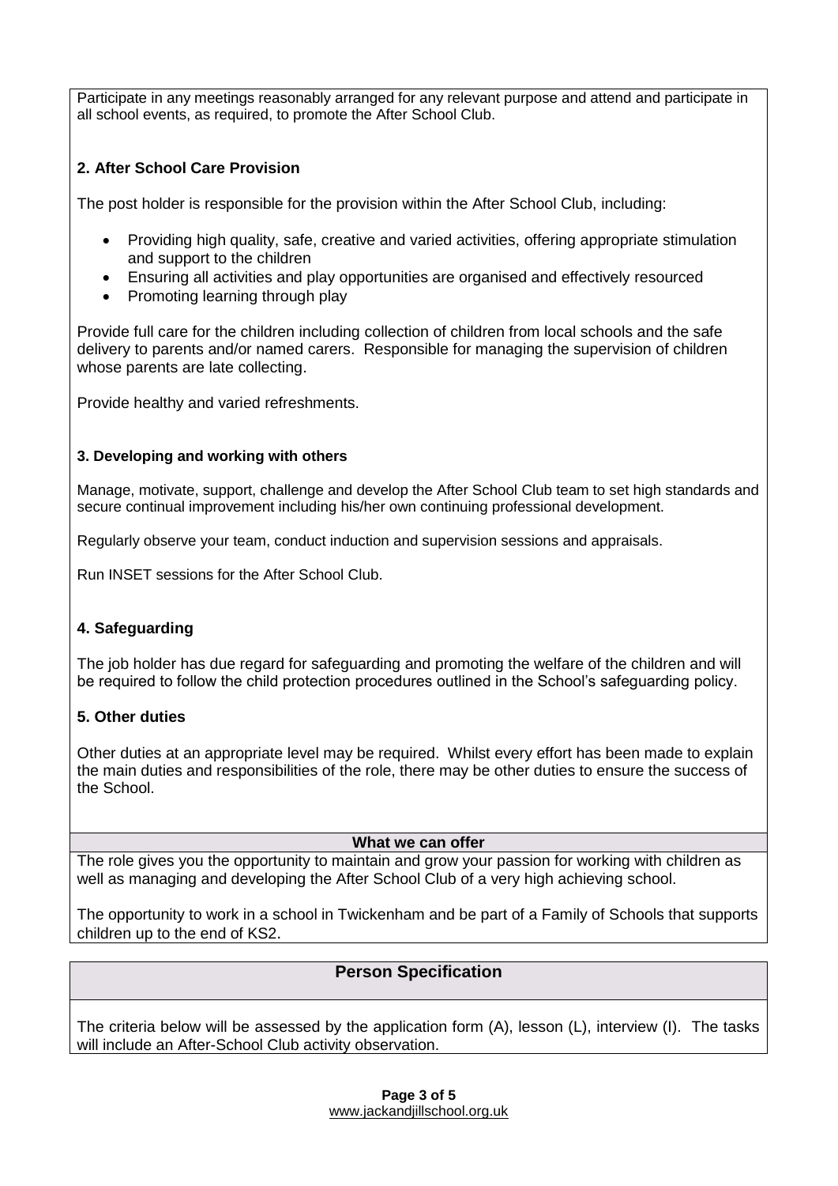Participate in any meetings reasonably arranged for any relevant purpose and attend and participate in all school events, as required, to promote the After School Club.

### 2. After School Care Provision

The post holder is responsible for the provision within the After School Club, including:

- Providing high quality, safe, creative and varied activities, offering appropriate stimulation and support to the children
- Ensuring all activities and play opportunities are organised and effectively resourced
- Promoting learning through play

Provide full care for the children including collection of children from local schools and the safe delivery to parents and/or named carers. Responsible for managing the supervision of children whose parents are late collecting.

Provide healthy and varied refreshments.

### 3. Developing and working with others

Manage, motivate, support, challenge and develop the After School Club team to set high standards and secure continual improvement including his/her own continuing professional development.

Regularly observe your team, conduct induction and supervision sessions and appraisals.

Run INSET sessions for the After School Club.

### 4. Safeguarding

The job holder has due regard for safeguarding and promoting the welfare of the children and will be required to follow the child protection procedures outlined in the School's safeguarding policy.

### 5. Other duties

Other duties at an appropriate level may be required. Whilst every effort has been made to explain the main duties and responsibilities of the role, there may be other duties to ensure the success of the School.

## What we can offer

The role gives you the opportunity to maintain and grow your passion for working with children as well as managing and developing the After School Club of a very high achieving school.

The opportunity to work in a school in Twickenham and be part of a Family of Schools that supports children up to the end of KS2.

## Person Specification

The criteria below will be assessed by the application form (A), lesson (L), interview (I). The tasks will include an After-School Club activity observation.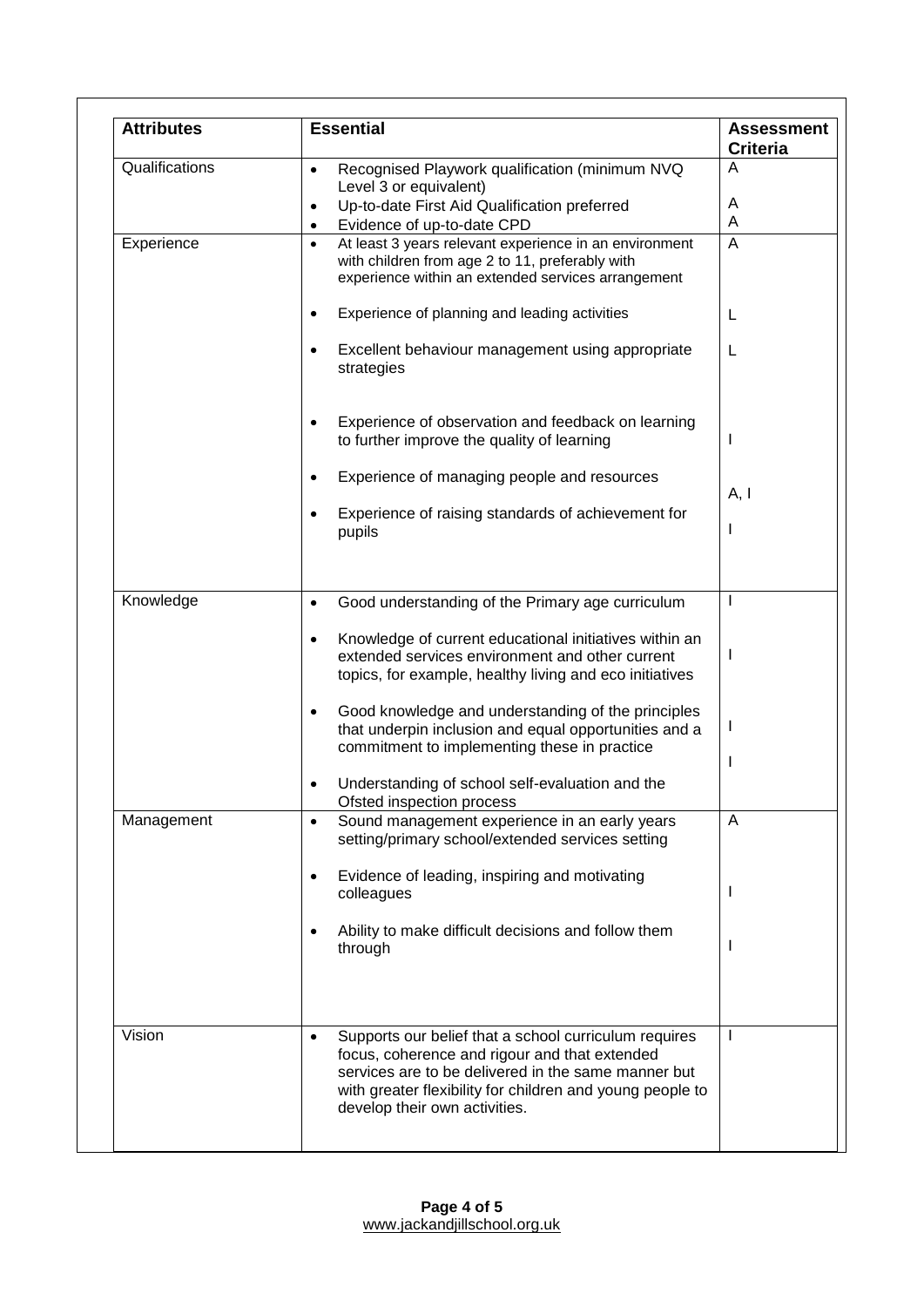| Attributes | Essential | Assessment Criteria |
| --- | --- | --- |
| Qualifications | • Recognised Playwork qualification (minimum NVQ Level 3 or equivalent)<br>• Up-to-date First Aid Qualification preferred<br>• Evidence of up-to-date CPD | A<br>A<br>A |
| Experience | • At least 3 years relevant experience in an environment with children from age 2 to 11, preferably with experience within an extended services arrangement<br>• Experience of planning and leading activities<br>• Excellent behaviour management using appropriate strategies<br>• Experience of observation and feedback on learning to further improve the quality of learning<br>• Experience of managing people and resources<br>• Experience of raising standards of achievement for pupils | A<br>L<br>L<br>I<br>A, I<br>I |
| Knowledge | • Good understanding of the Primary age curriculum<br>• Knowledge of current educational initiatives within an extended services environment and other current topics, for example, healthy living and eco initiatives<br>• Good knowledge and understanding of the principles that underpin inclusion and equal opportunities and a commitment to implementing these in practice<br>• Understanding of school self-evaluation and the Ofsted inspection process | I<br>I<br>I<br>I |
| Management | • Sound management experience in an early years setting/primary school/extended services setting<br>• Evidence of leading, inspiring and motivating colleagues<br>• Ability to make difficult decisions and follow them through | A<br>I<br>I |
| Vision | • Supports our belief that a school curriculum requires focus, coherence and rigour and that extended services are to be delivered in the same manner but with greater flexibility for children and young people to develop their own activities. | I |

www.jackandjillschool.org.uk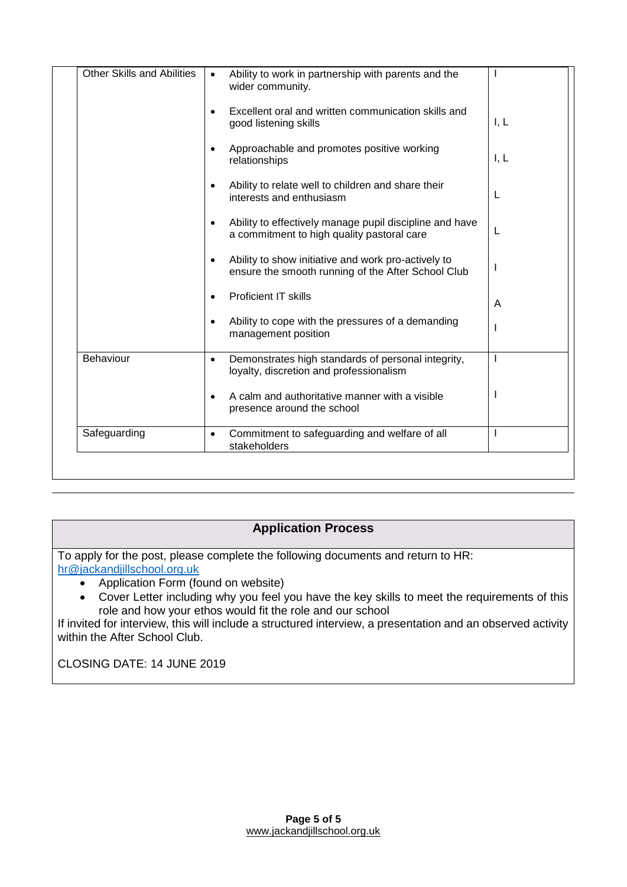| | | |
|---|---|---|
| Other Skills and Abilities | • Ability to work in partnership with parents and the wider community. | I |
| | • Excellent oral and written communication skills and good listening skills | I, L |
| | • Approachable and promotes positive working relationships | I, L |
| | • Ability to relate well to children and share their interests and enthusiasm | L |
| | • Ability to effectively manage pupil discipline and have a commitment to high quality pastoral care | L |
| | • Ability to show initiative and work pro-actively to ensure the smooth running of the After School Club | I |
| | • Proficient IT skills | A |
| | • Ability to cope with the pressures of a demanding management position | I |
| Behaviour | • Demonstrates high standards of personal integrity, loyalty, discretion and professionalism | I |
| | • A calm and authoritative manner with a visible presence around the school | I |
| Safeguarding | • Commitment to safeguarding and welfare of all stakeholders | I |

## Application Process

To apply for the post, please complete the following documents and return to HR: hr@jackandjillschool.org.uk

- Application Form (found on website)
- Cover Letter including why you feel you have the key skills to meet the requirements of this role and how your ethos would fit the role and our school

If invited for interview, this will include a structured interview, a presentation and an observed activity within the After School Club.

CLOSING DATE: 14 JUNE 2019